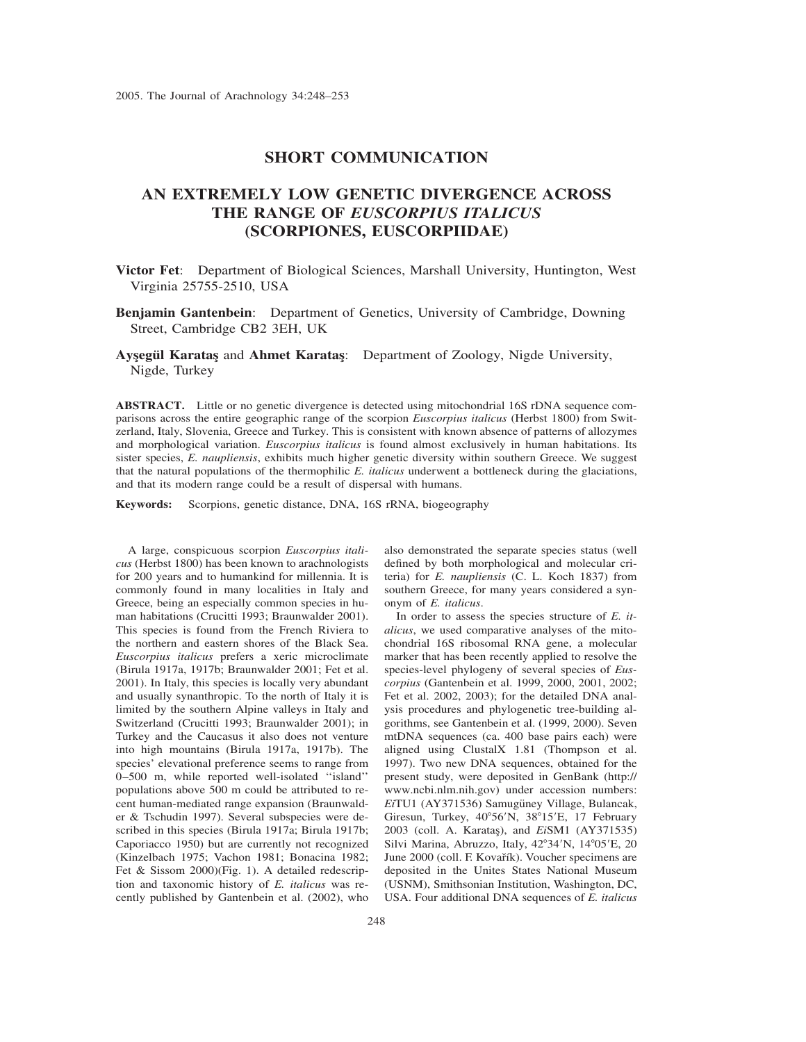## SHORT COMMUNICATION

# AN EXTREMELY LOW GENETIC DIVERGENCE ACROSS THE RANGE OF *EUSCORPIUS ITALICUS* (SCORPIONES, EUSCORPIIDAE)

**Victor Fet**: Department of Biological Sciences, Marshall University, Huntington, West Virginia 25755-2510, USA

**Benjamin Gantenbein**: Department of Genetics, University of Cambridge, Downing Street, Cambridge CB2 3EH, UK

**Ayşegül Karataş** and **Ahmet Karataş**: Department of Zoology, Nigde University, Nigde, Turkey

**ABSTRACT.** Little or no genetic divergence is detected using mitochondrial 16S rDNA sequence comparisons across the entire geographic range of the scorpion *Euscorpius italicus* (Herbst 1800) from Switzerland, Italy, Slovenia, Greece and Turkey. This is consistent with known absence of patterns of allozymes and morphological variation. *Euscorpius italicus* is found almost exclusively in human habitations. Its sister species, *E. naupliensis*, exhibits much higher genetic diversity within southern Greece. We suggest that the natural populations of the thermophilic *E. italicus* underwent a bottleneck during the glaciations, and that its modern range could be a result of dispersal with humans.

**Keywords:** Scorpions, genetic distance, DNA, 16S rRNA, biogeography

A large, conspicuous scorpion *Euscorpius italicus* (Herbst 1800) has been known to arachnologists for 200 years and to humankind for millennia. It is commonly found in many localities in Italy and Greece, being an especially common species in human habitations (Crucitti 1993; Braunwalder 2001). This species is found from the French Riviera to the northern and eastern shores of the Black Sea. *Euscorpius italicus* prefers a xeric microclimate (Birula 1917a, 1917b; Braunwalder 2001; Fet et al. 2001). In Italy, this species is locally very abundant and usually synanthropic. To the north of Italy it is limited by the southern Alpine valleys in Italy and Switzerland (Crucitti 1993; Braunwalder 2001); in Turkey and the Caucasus it also does not venture into high mountains (Birula 1917a, 1917b). The species' elevational preference seems to range from 0–500 m, while reported well-isolated "island" populations above 500 m could be attributed to recent human-mediated range expansion (Braunwalder & Tschudin 1997). Several subspecies were described in this species (Birula 1917a; Birula 1917b; Caporiacco 1950) but are currently not recognized (Kinzelbach 1975; Vachon 1981; Bonacina 1982; Fet & Sissom 2000)(Fig. 1). A detailed redescription and taxonomic history of *E. italicus* was recently published by Gantenbein et al. (2002), who also demonstrated the separate species status (well defined by both morphological and molecular criteria) for *E. naupliensis* (C. L. Koch 1837) from southern Greece, for many years considered a synonym of *E. italicus*.

In order to assess the species structure of *E. italicus*, we used comparative analyses of the mitochondrial 16S ribosomal RNA gene, a molecular marker that has been recently applied to resolve the species-level phylogeny of several species of *Euscorpius* (Gantenbein et al. 1999, 2000, 2001, 2002; Fet et al. 2002, 2003); for the detailed DNA analysis procedures and phylogenetic tree-building algorithms, see Gantenbein et al. (1999, 2000). Seven mtDNA sequences (ca. 400 base pairs each) were aligned using ClustalX 1.81 (Thompson et al. 1997). Two new DNA sequences, obtained for the present study, were deposited in GenBank (http://www.ncbi.nlm.nih.gov) under accession numbers: *Ei*TU1 (AY371536) Samugüney Village, Bulancak, Giresun, Turkey, 40°56′N, 38°15′E, 17 February 2003 (coll. A. Karataş), and *Ei*SM1 (AY371535) Silvi Marina, Abruzzo, Italy, 42°34′N, 14°05′E, 20 June 2000 (coll. F. Kovařík). Voucher specimens are deposited in the Unites States National Museum (USNM), Smithsonian Institution, Washington, DC, USA. Four additional DNA sequences of *E. italicus*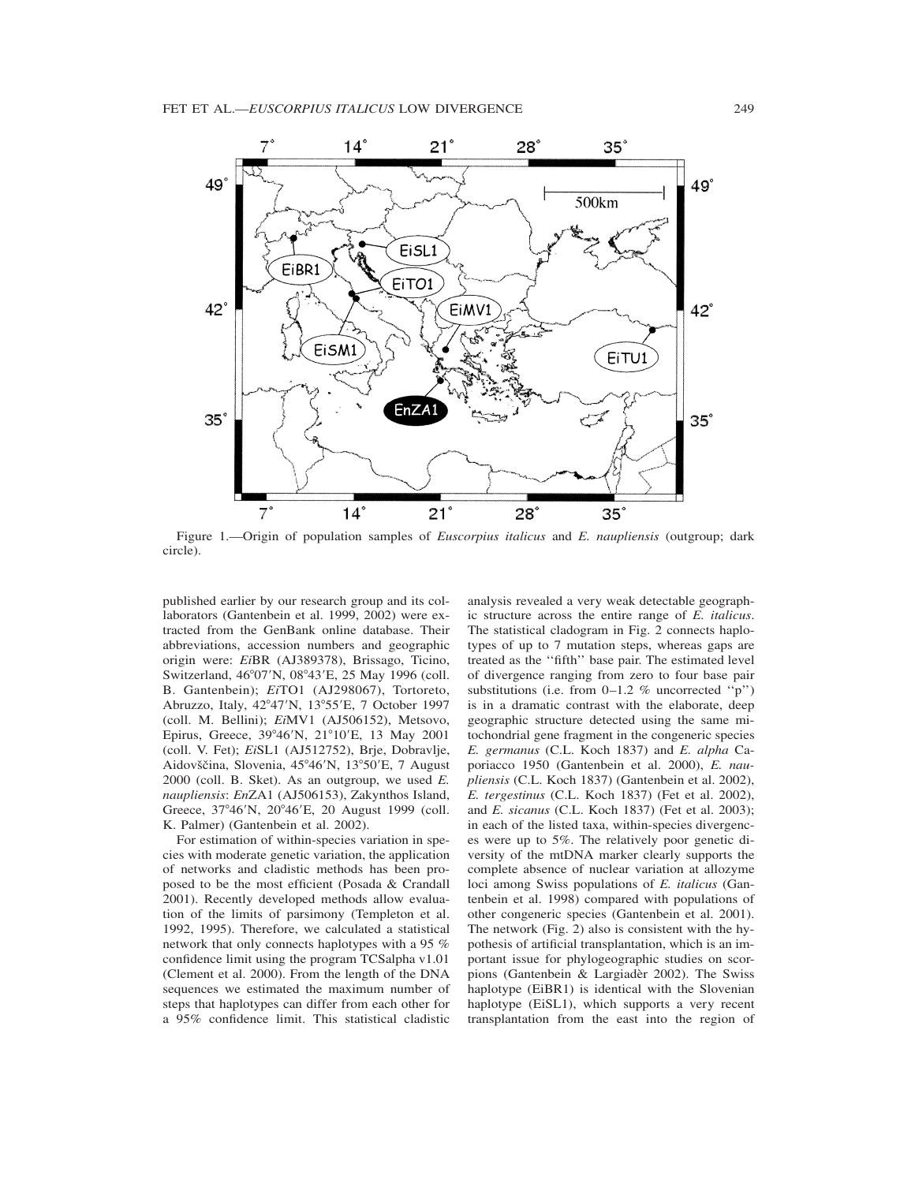Figure 1.—Origin of population samples of *Euscorpius italicus* and *E. naupliensis* (outgroup; dark circle).

published earlier by our research group and its collaborators (Gantenbein et al. 1999, 2002) were extracted from the GenBank online database. Their abbreviations, accession numbers and geographic origin were: *Ei*BR (AJ389378), Brissago, Ticino, Switzerland, 46°07′N, 08°43′E, 25 May 1996 (coll. B. Gantenbein); *Ei*TO1 (AJ298067), Tortoreto, Abruzzo, Italy, 42°47′N, 13°55′E, 7 October 1997 (coll. M. Bellini); *Ei*MV1 (AJ506152), Metsovo, Epirus, Greece, 39°46′N, 21°10′E, 13 May 2001 (coll. V. Fet); *Ei*SL1 (AJ512752), Brje, Dobravlje, Aidovščina, Slovenia, 45°46′N, 13°50′E, 7 August 2000 (coll. B. Sket). As an outgroup, we used *E. naupliensis*: *En*ZA1 (AJ506153), Zakynthos Island, Greece, 37°46′N, 20°46′E, 20 August 1999 (coll. K. Palmer) (Gantenbein et al. 2002).

For estimation of within-species variation in species with moderate genetic variation, the application of networks and cladistic methods has been proposed to be the most efficient (Posada & Crandall 2001). Recently developed methods allow evaluation of the limits of parsimony (Templeton et al. 1992, 1995). Therefore, we calculated a statistical network that only connects haplotypes with a 95 % confidence limit using the program TCSalpha v1.01 (Clement et al. 2000). From the length of the DNA sequences we estimated the maximum number of steps that haplotypes can differ from each other for a 95% confidence limit. This statistical cladistic analysis revealed a very weak detectable geographic structure across the entire range of *E. italicus*. The statistical cladogram in Fig. 2 connects haplotypes of up to 7 mutation steps, whereas gaps are treated as the "fifth" base pair. The estimated level of divergence ranging from zero to four base pair substitutions (i.e. from 0–1.2 % uncorrected "p") is in a dramatic contrast with the elaborate, deep geographic structure detected using the same mitochondrial gene fragment in the congeneric species *E. germanus* (C.L. Koch 1837) and *E. alpha* Caporiacco 1950 (Gantenbein et al. 2000), *E. naupliensis* (C.L. Koch 1837) (Gantenbein et al. 2002), *E. tergestinus* (C.L. Koch 1837) (Fet et al. 2002), and *E. sicanus* (C.L. Koch 1837) (Fet et al. 2003); in each of the listed taxa, within-species divergences were up to 5%. The relatively poor genetic diversity of the mtDNA marker clearly supports the complete absence of nuclear variation at allozyme loci among Swiss populations of *E. italicus* (Gantenbein et al. 1998) compared with populations of other congeneric species (Gantenbein et al. 2001). The network (Fig. 2) also is consistent with the hypothesis of artificial transplantation, which is an important issue for phylogeographic studies on scorpions (Gantenbein & Largiadèr 2002). The Swiss haplotype (EiBR1) is identical with the Slovenian haplotype (EiSL1), which supports a very recent transplantation from the east into the region of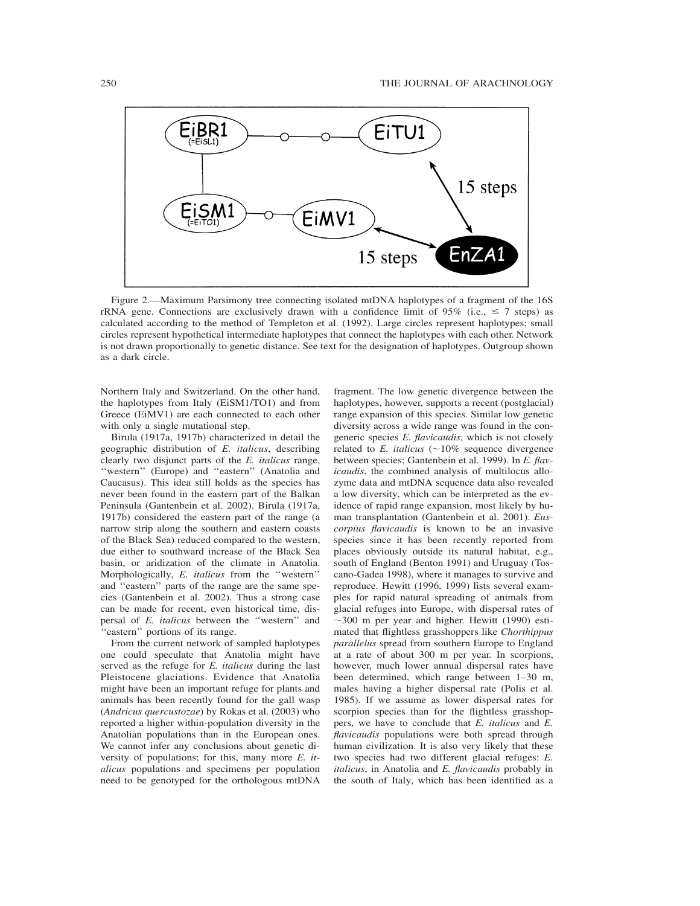Figure 2.—Maximum Parsimony tree connecting isolated mtDNA haplotypes of a fragment of the 16S rRNA gene. Connections are exclusively drawn with a confidence limit of 95% (i.e., ≤ 7 steps) as calculated according to the method of Templeton et al. (1992). Large circles represent haplotypes; small circles represent hypothetical intermediate haplotypes that connect the haplotypes with each other. Network is not drawn proportionally to genetic distance. See text for the designation of haplotypes. Outgroup shown as a dark circle.

Northern Italy and Switzerland. On the other hand, the haplotypes from Italy (EiSM1/TO1) and from Greece (EiMV1) are each connected to each other with only a single mutational step.

Birula (1917a, 1917b) characterized in detail the geographic distribution of *E. italicus*, describing clearly two disjunct parts of the *E. italicus* range, ''western'' (Europe) and ''eastern'' (Anatolia and Caucasus). This idea still holds as the species has never been found in the eastern part of the Balkan Peninsula (Gantenbein et al. 2002). Birula (1917a, 1917b) considered the eastern part of the range (a narrow strip along the southern and eastern coasts of the Black Sea) reduced compared to the western, due either to southward increase of the Black Sea basin, or aridization of the climate in Anatolia. Morphologically, *E. italicus* from the ''western'' and ''eastern'' parts of the range are the same species (Gantenbein et al. 2002). Thus a strong case can be made for recent, even historical time, dispersal of *E. italicus* between the ''western'' and ''eastern'' portions of its range.

From the current network of sampled haplotypes one could speculate that Anatolia might have served as the refuge for *E. italicus* during the last Pleistocene glaciations. Evidence that Anatolia might have been an important refuge for plants and animals has been recently found for the gall wasp (*Andricus quercustozae*) by Rokas et al. (2003) who reported a higher within-population diversity in the Anatolian populations than in the European ones. We cannot infer any conclusions about genetic diversity of populations; for this, many more *E. italicus* populations and specimens per population need to be genotyped for the orthologous mtDNA fragment. The low genetic divergence between the haplotypes, however, supports a recent (postglacial) range expansion of this species. Similar low genetic diversity across a wide range was found in the congeneric species *E. flavicaudis*, which is not closely related to *E. italicus* (~10% sequence divergence between species; Gantenbein et al. 1999). In *E. flavicaudis*, the combined analysis of multilocus allozyme data and mtDNA sequence data also revealed a low diversity, which can be interpreted as the evidence of rapid range expansion, most likely by human transplantation (Gantenbein et al. 2001). *Euscorpius flavicaudis* is known to be an invasive species since it has been recently reported from places obviously outside its natural habitat, e.g., south of England (Benton 1991) and Uruguay (Toscano-Gadea 1998), where it manages to survive and reproduce. Hewitt (1996, 1999) lists several examples for rapid natural spreading of animals from glacial refuges into Europe, with dispersal rates of ~300 m per year and higher. Hewitt (1990) estimated that flightless grasshoppers like *Chorthippus parallelus* spread from southern Europe to England at a rate of about 300 m per year. In scorpions, however, much lower annual dispersal rates have been determined, which range between 1–30 m, males having a higher dispersal rate (Polis et al. 1985). If we assume as lower dispersal rates for scorpion species than for the flightless grasshoppers, we have to conclude that *E. italicus* and *E. flavicaudis* populations were both spread through human civilization. It is also very likely that these two species had two different glacial refuges: *E. italicus*, in Anatolia and *E. flavicaudis* probably in the south of Italy, which has been identified as a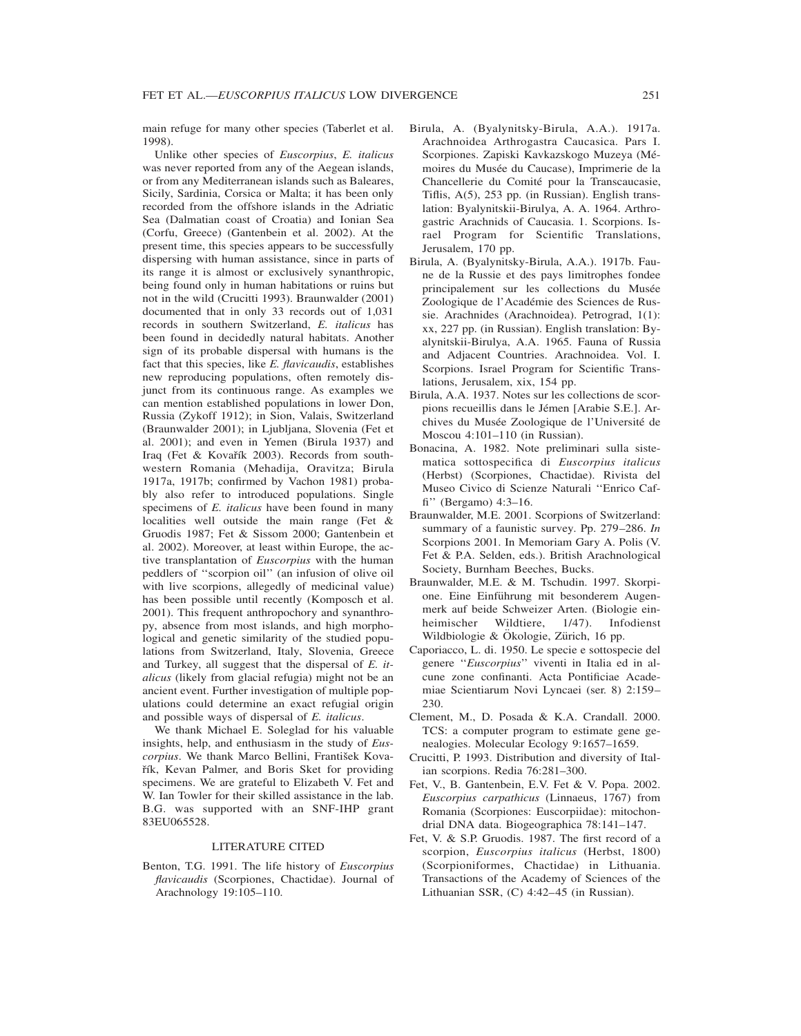main refuge for many other species (Taberlet et al. 1998).

Unlike other species of *Euscorpius*, *E. italicus* was never reported from any of the Aegean islands, or from any Mediterranean islands such as Baleares, Sicily, Sardinia, Corsica or Malta; it has been only recorded from the offshore islands in the Adriatic Sea (Dalmatian coast of Croatia) and Ionian Sea (Corfu, Greece) (Gantenbein et al. 2002). At the present time, this species appears to be successfully dispersing with human assistance, since in parts of its range it is almost or exclusively synanthropic, being found only in human habitations or ruins but not in the wild (Crucitti 1993). Braunwalder (2001) documented that in only 33 records out of 1,031 records in southern Switzerland, *E. italicus* has been found in decidedly natural habitats. Another sign of its probable dispersal with humans is the fact that this species, like *E. flavicaudis*, establishes new reproducing populations, often remotely disjunct from its continuous range. As examples we can mention established populations in lower Don, Russia (Zykoff 1912); in Sion, Valais, Switzerland (Braunwalder 2001); in Ljubljana, Slovenia (Fet et al. 2001); and even in Yemen (Birula 1937) and Iraq (Fet & Kovařík 2003). Records from southwestern Romania (Mehadija, Oravitza; Birula 1917a, 1917b; confirmed by Vachon 1981) probably also refer to introduced populations. Single specimens of *E. italicus* have been found in many localities well outside the main range (Fet & Gruodis 1987; Fet & Sissom 2000; Gantenbein et al. 2002). Moreover, at least within Europe, the active transplantation of *Euscorpius* with the human peddlers of ''scorpion oil'' (an infusion of olive oil with live scorpions, allegedly of medicinal value) has been possible until recently (Komposch et al. 2001). This frequent anthropochory and synanthropy, absence from most islands, and high morphological and genetic similarity of the studied populations from Switzerland, Italy, Slovenia, Greece and Turkey, all suggest that the dispersal of *E. italicus* (likely from glacial refugia) might not be an ancient event. Further investigation of multiple populations could determine an exact refugial origin and possible ways of dispersal of *E. italicus*.

We thank Michael E. Soleglad for his valuable insights, help, and enthusiasm in the study of *Euscorpius*. We thank Marco Bellini, František Kovařík, Kevan Palmer, and Boris Sket for providing specimens. We are grateful to Elizabeth V. Fet and W. Ian Towler for their skilled assistance in the lab. B.G. was supported with an SNF-IHP grant 83EU065528.

## LITERATURE CITED

Benton, T.G. 1991. The life history of *Euscorpius flavicaudis* (Scorpiones, Chactidae). Journal of Arachnology 19:105–110.

Birula, A. (Byalynitsky-Birula, A.A.). 1917a. Arachnoidea Arthrogastra Caucasica. Pars I. Scorpiones. Zapiski Kavkazskogo Muzeya (Mémoires du Musée du Caucase), Imprimerie de la Chancellerie du Comité pour la Transcaucasie, Tiflis, A(5), 253 pp. (in Russian). English translation: Byalynitskii-Birulya, A. A. 1964. Arthrogastric Arachnids of Caucasia. 1. Scorpions. Israel Program for Scientific Translations, Jerusalem, 170 pp.

Birula, A. (Byalynitsky-Birula, A.A.). 1917b. Faune de la Russie et des pays limitrophes fondee principalement sur les collections du Musée Zoologique de l'Académie des Sciences de Russie. Arachnides (Arachnoidea). Petrograd, 1(1): xx, 227 pp. (in Russian). English translation: Byalynitskii-Birulya, A.A. 1965. Fauna of Russia and Adjacent Countries. Arachnoidea. Vol. I. Scorpions. Israel Program for Scientific Translations, Jerusalem, xix, 154 pp.

Birula, A.A. 1937. Notes sur les collections de scorpions recueillis dans le Jémen [Arabie S.E.]. Archives du Musée Zoologique de l'Université de Moscou 4:101–110 (in Russian).

Bonacina, A. 1982. Note preliminari sulla sistematica sottospecifica di *Euscorpius italicus* (Herbst) (Scorpiones, Chactidae). Rivista del Museo Civico di Scienze Naturali ''Enrico Caffi'' (Bergamo) 4:3–16.

Braunwalder, M.E. 2001. Scorpions of Switzerland: summary of a faunistic survey. Pp. 279–286. *In* Scorpions 2001. In Memoriam Gary A. Polis (V. Fet & P.A. Selden, eds.). British Arachnological Society, Burnham Beeches, Bucks.

Braunwalder, M.E. & M. Tschudin. 1997. Skorpione. Eine Einführung mit besonderem Augenmerk auf beide Schweizer Arten. (Biologie einheimischer Wildtiere, 1/47). Infodienst Wildbiologie & Ökologie, Zürich, 16 pp.

Caporiacco, L. di. 1950. Le specie e sottospecie del genere ''*Euscorpius*'' viventi in Italia ed in alcune zone confinanti. Acta Pontificiae Academiae Scientiarum Novi Lyncaei (ser. 8) 2:159–230.

Clement, M., D. Posada & K.A. Crandall. 2000. TCS: a computer program to estimate gene genealogies. Molecular Ecology 9:1657–1659.

Crucitti, P. 1993. Distribution and diversity of Italian scorpions. Redia 76:281–300.

Fet, V., B. Gantenbein, E.V. Fet & V. Popa. 2002. *Euscorpius carpathicus* (Linnaeus, 1767) from Romania (Scorpiones: Euscorpiidae): mitochondrial DNA data. Biogeographica 78:141–147.

Fet, V. & S.P. Gruodis. 1987. The first record of a scorpion, *Euscorpius italicus* (Herbst, 1800) (Scorpioniformes, Chactidae) in Lithuania. Transactions of the Academy of Sciences of the Lithuanian SSR, (C) 4:42–45 (in Russian).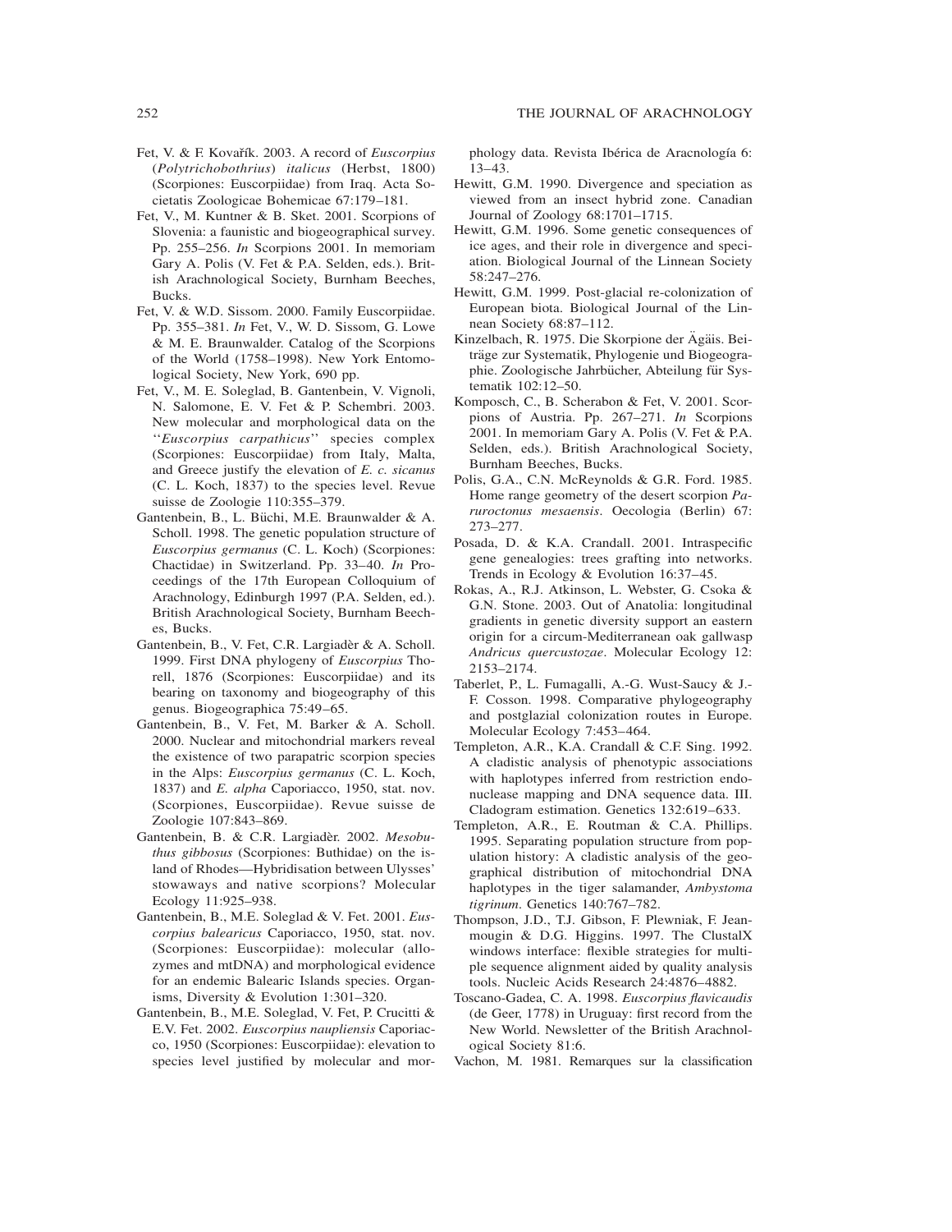Fet, V. & F. Kovařík. 2003. A record of *Euscorpius* (*Polytrichobothrius*) *italicus* (Herbst, 1800) (Scorpiones: Euscorpiidae) from Iraq. Acta Societatis Zoologicae Bohemicae 67:179–181.

Fet, V., M. Kuntner & B. Sket. 2001. Scorpions of Slovenia: a faunistic and biogeographical survey. Pp. 255–256. *In* Scorpions 2001. In memoriam Gary A. Polis (V. Fet & P.A. Selden, eds.). British Arachnological Society, Burnham Beeches, Bucks.

Fet, V. & W.D. Sissom. 2000. Family Euscorpiidae. Pp. 355–381. *In* Fet, V., W. D. Sissom, G. Lowe & M. E. Braunwalder. Catalog of the Scorpions of the World (1758–1998). New York Entomological Society, New York, 690 pp.

Fet, V., M. E. Soleglad, B. Gantenbein, V. Vignoli, N. Salomone, E. V. Fet & P. Schembri. 2003. New molecular and morphological data on the ''*Euscorpius carpathicus*'' species complex (Scorpiones: Euscorpiidae) from Italy, Malta, and Greece justify the elevation of *E. c. sicanus* (C. L. Koch, 1837) to the species level. Revue suisse de Zoologie 110:355–379.

Gantenbein, B., L. Büchi, M.E. Braunwalder & A. Scholl. 1998. The genetic population structure of *Euscorpius germanus* (C. L. Koch) (Scorpiones: Chactidae) in Switzerland. Pp. 33–40. *In* Proceedings of the 17th European Colloquium of Arachnology, Edinburgh 1997 (P.A. Selden, ed.). British Arachnological Society, Burnham Beeches, Bucks.

Gantenbein, B., V. Fet, C.R. Largiadèr & A. Scholl. 1999. First DNA phylogeny of *Euscorpius* Thorell, 1876 (Scorpiones: Euscorpiidae) and its bearing on taxonomy and biogeography of this genus. Biogeographica 75:49–65.

Gantenbein, B., V. Fet, M. Barker & A. Scholl. 2000. Nuclear and mitochondrial markers reveal the existence of two parapatric scorpion species in the Alps: *Euscorpius germanus* (C. L. Koch, 1837) and *E. alpha* Caporiacco, 1950, stat. nov. (Scorpiones, Euscorpiidae). Revue suisse de Zoologie 107:843–869.

Gantenbein, B. & C.R. Largiadèr. 2002. *Mesobuthus gibbosus* (Scorpiones: Buthidae) on the island of Rhodes—Hybridisation between Ulysses' stowaways and native scorpions? Molecular Ecology 11:925–938.

Gantenbein, B., M.E. Soleglad & V. Fet. 2001. *Euscorpius balearicus* Caporiacco, 1950, stat. nov. (Scorpiones: Euscorpiidae): molecular (allozymes and mtDNA) and morphological evidence for an endemic Balearic Islands species. Organisms, Diversity & Evolution 1:301–320.

Gantenbein, B., M.E. Soleglad, V. Fet, P. Crucitti & E.V. Fet. 2002. *Euscorpius naupliensis* Caporiacco, 1950 (Scorpiones: Euscorpiidae): elevation to species level justified by molecular and morphology data. Revista Ibérica de Aracnología 6: 13–43.

Hewitt, G.M. 1990. Divergence and speciation as viewed from an insect hybrid zone. Canadian Journal of Zoology 68:1701–1715.

Hewitt, G.M. 1996. Some genetic consequences of ice ages, and their role in divergence and speciation. Biological Journal of the Linnean Society 58:247–276.

Hewitt, G.M. 1999. Post-glacial re-colonization of European biota. Biological Journal of the Linnean Society 68:87–112.

Kinzelbach, R. 1975. Die Skorpione der Ägäis. Beiträge zur Systematik, Phylogenie und Biogeographie. Zoologische Jahrbücher, Abteilung für Systematik 102:12–50.

Komposch, C., B. Scherabon & Fet, V. 2001. Scorpions of Austria. Pp. 267–271. *In* Scorpions 2001. In memoriam Gary A. Polis (V. Fet & P.A. Selden, eds.). British Arachnological Society, Burnham Beeches, Bucks.

Polis, G.A., C.N. McReynolds & G.R. Ford. 1985. Home range geometry of the desert scorpion *Paruroctonus mesaensis*. Oecologia (Berlin) 67: 273–277.

Posada, D. & K.A. Crandall. 2001. Intraspecific gene genealogies: trees grafting into networks. Trends in Ecology & Evolution 16:37–45.

Rokas, A., R.J. Atkinson, L. Webster, G. Csoka & G.N. Stone. 2003. Out of Anatolia: longitudinal gradients in genetic diversity support an eastern origin for a circum-Mediterranean oak gallwasp *Andricus quercustozae*. Molecular Ecology 12: 2153–2174.

Taberlet, P., L. Fumagalli, A.-G. Wust-Saucy & J.-F. Cosson. 1998. Comparative phylogeography and postglazial colonization routes in Europe. Molecular Ecology 7:453–464.

Templeton, A.R., K.A. Crandall & C.F. Sing. 1992. A cladistic analysis of phenotypic associations with haplotypes inferred from restriction endonuclease mapping and DNA sequence data. III. Cladogram estimation. Genetics 132:619–633.

Templeton, A.R., E. Routman & C.A. Phillips. 1995. Separating population structure from population history: A cladistic analysis of the geographical distribution of mitochondrial DNA haplotypes in the tiger salamander, *Ambystoma tigrinum*. Genetics 140:767–782.

Thompson, J.D., T.J. Gibson, F. Plewniak, F. Jeanmougin & D.G. Higgins. 1997. The ClustalX windows interface: flexible strategies for multiple sequence alignment aided by quality analysis tools. Nucleic Acids Research 24:4876–4882.

Toscano-Gadea, C. A. 1998. *Euscorpius flavicaudis* (de Geer, 1778) in Uruguay: first record from the New World. Newsletter of the British Arachnological Society 81:6.

Vachon, M. 1981. Remarques sur la classification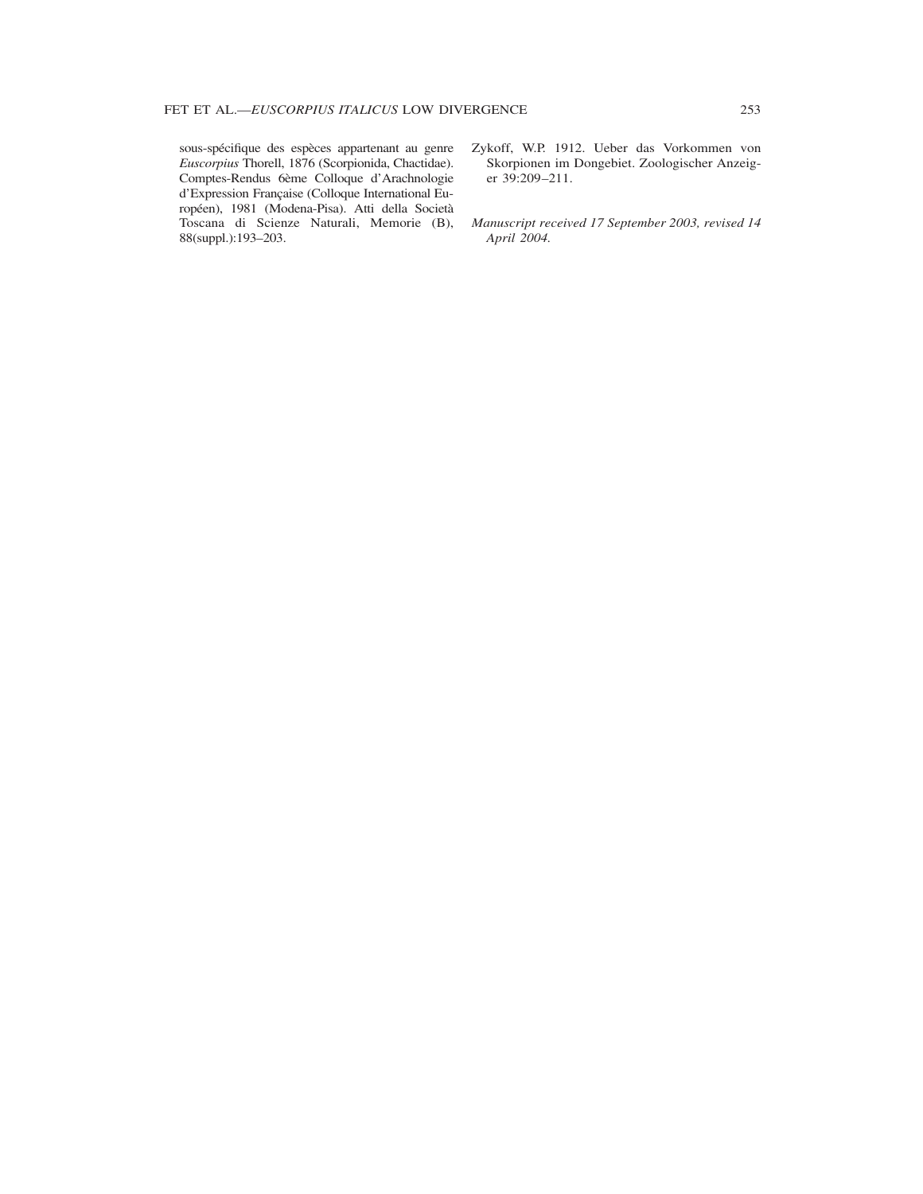sous-spécifique des espèces appartenant au genre *Euscorpius* Thorell, 1876 (Scorpionida, Chactidae). Comptes-Rendus 6ème Colloque d'Arachnologie d'Expression Française (Colloque International Européen), 1981 (Modena-Pisa). Atti della Società Toscana di Scienze Naturali, Memorie (B), 88(suppl.):193–203.

Zykoff, W.P. 1912. Ueber das Vorkommen von Skorpionen im Dongebiet. Zoologischer Anzeiger 39:209–211.

*Manuscript received 17 September 2003, revised 14 April 2004.*